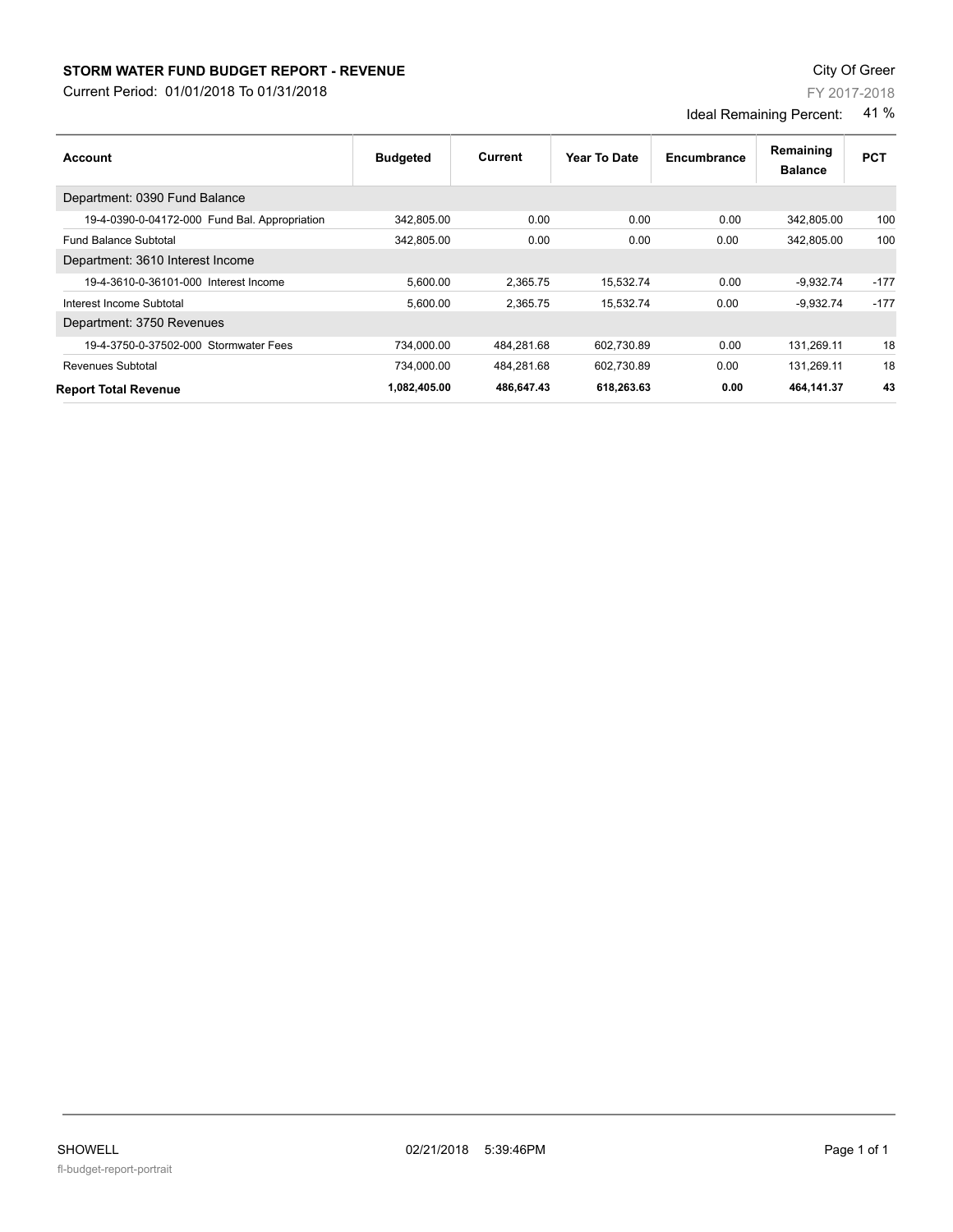**STORM WATER FUND BUDGET REPORT - REVENUE**

Current Period: 01/01/2018 To 01/31/2018

City Of Greer

FY 2017-2018

Ideal Remaining Percent: 41 %

| Account | Budgeted | Current | Year To Date | Encumbrance | Remaining Balance | PCT |
|---|---|---|---|---|---|---|
| Department: 0390 Fund Balance | | | | | | |
| 19-4-0390-0-04172-000 Fund Bal. Appropriation | 342,805.00 | 0.00 | 0.00 | 0.00 | 342,805.00 | 100 |
| Fund Balance Subtotal | 342,805.00 | 0.00 | 0.00 | 0.00 | 342,805.00 | 100 |
| Department: 3610 Interest Income | | | | | | |
| 19-4-3610-0-36101-000 Interest Income | 5,600.00 | 2,365.75 | 15,532.74 | 0.00 | -9,932.74 | -177 |
| Interest Income Subtotal | 5,600.00 | 2,365.75 | 15,532.74 | 0.00 | -9,932.74 | -177 |
| Department: 3750 Revenues | | | | | | |
| 19-4-3750-0-37502-000 Stormwater Fees | 734,000.00 | 484,281.68 | 602,730.89 | 0.00 | 131,269.11 | 18 |
| Revenues Subtotal | 734,000.00 | 484,281.68 | 602,730.89 | 0.00 | 131,269.11 | 18 |
| **Report Total Revenue** | **1,082,405.00** | **486,647.43** | **618,263.63** | **0.00** | **464,141.37** | **43** |

SHOWELL 02/21/2018 5:39:46PM

fl-budget-report-portrait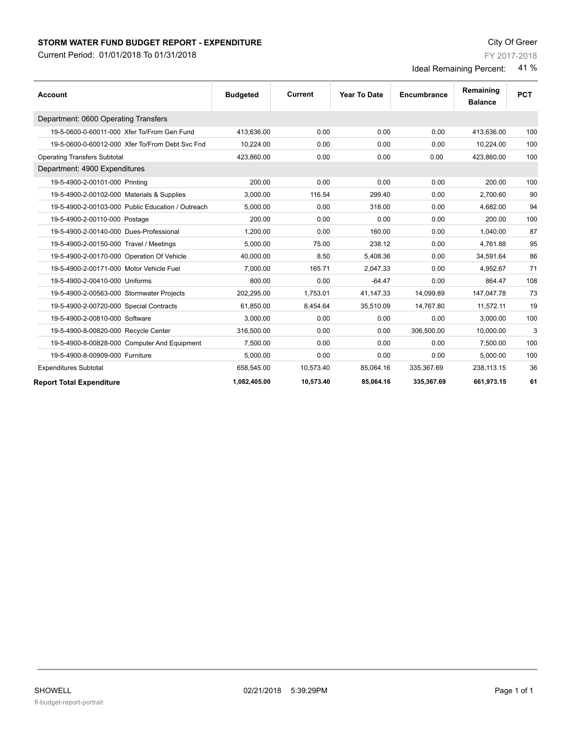**STORM WATER FUND BUDGET REPORT - EXPENDITURE**

Current Period: 01/01/2018 To 01/31/2018

City Of Greer

FY 2017-2018

Ideal Remaining Percent: 41 %

| Account | Budgeted | Current | Year To Date | Encumbrance | Remaining Balance | PCT |
|---|---|---|---|---|---|---|
| Department: 0600 Operating Transfers | | | | | | |
| 19-5-0600-0-60011-000 Xfer To/From Gen Fund | 413,636.00 | 0.00 | 0.00 | 0.00 | 413,636.00 | 100 |
| 19-5-0600-0-60012-000 Xfer To/From Debt Svc Fnd | 10,224.00 | 0.00 | 0.00 | 0.00 | 10,224.00 | 100 |
| Operating Transfers Subtotal | 423,860.00 | 0.00 | 0.00 | 0.00 | 423,860.00 | 100 |
| Department: 4900 Expenditures | | | | | | |
| 19-5-4900-2-00101-000 Printing | 200.00 | 0.00 | 0.00 | 0.00 | 200.00 | 100 |
| 19-5-4900-2-00102-000 Materials & Supplies | 3,000.00 | 116.54 | 299.40 | 0.00 | 2,700.60 | 90 |
| 19-5-4900-2-00103-000 Public Education / Outreach | 5,000.00 | 0.00 | 318.00 | 0.00 | 4,682.00 | 94 |
| 19-5-4900-2-00110-000 Postage | 200.00 | 0.00 | 0.00 | 0.00 | 200.00 | 100 |
| 19-5-4900-2-00140-000 Dues-Professional | 1,200.00 | 0.00 | 160.00 | 0.00 | 1,040.00 | 87 |
| 19-5-4900-2-00150-000 Travel / Meetings | 5,000.00 | 75.00 | 238.12 | 0.00 | 4,761.88 | 95 |
| 19-5-4900-2-00170-000 Operation Of Vehicle | 40,000.00 | 8.50 | 5,408.36 | 0.00 | 34,591.64 | 86 |
| 19-5-4900-2-00171-000 Motor Vehicle Fuel | 7,000.00 | 165.71 | 2,047.33 | 0.00 | 4,952.67 | 71 |
| 19-5-4900-2-00410-000 Uniforms | 800.00 | 0.00 | -64.47 | 0.00 | 864.47 | 108 |
| 19-5-4900-2-00563-000 Stormwater Projects | 202,295.00 | 1,753.01 | 41,147.33 | 14,099.89 | 147,047.78 | 73 |
| 19-5-4900-2-00720-000 Special Contracts | 61,850.00 | 8,454.64 | 35,510.09 | 14,767.80 | 11,572.11 | 19 |
| 19-5-4900-2-00810-000 Software | 3,000.00 | 0.00 | 0.00 | 0.00 | 3,000.00 | 100 |
| 19-5-4900-8-00820-000 Recycle Center | 316,500.00 | 0.00 | 0.00 | 306,500.00 | 10,000.00 | 3 |
| 19-5-4900-8-00828-000 Computer And Equipment | 7,500.00 | 0.00 | 0.00 | 0.00 | 7,500.00 | 100 |
| 19-5-4900-8-00909-000 Furniture | 5,000.00 | 0.00 | 0.00 | 0.00 | 5,000.00 | 100 |
| Expenditures Subtotal | 658,545.00 | 10,573.40 | 85,064.16 | 335,367.69 | 238,113.15 | 36 |
| **Report Total Expenditure** | **1,082,405.00** | **10,573.40** | **85,064.16** | **335,367.69** | **661,973.15** | **61** |

SHOWELL 02/21/2018 5:39:29PM

fl-budget-report-portrait